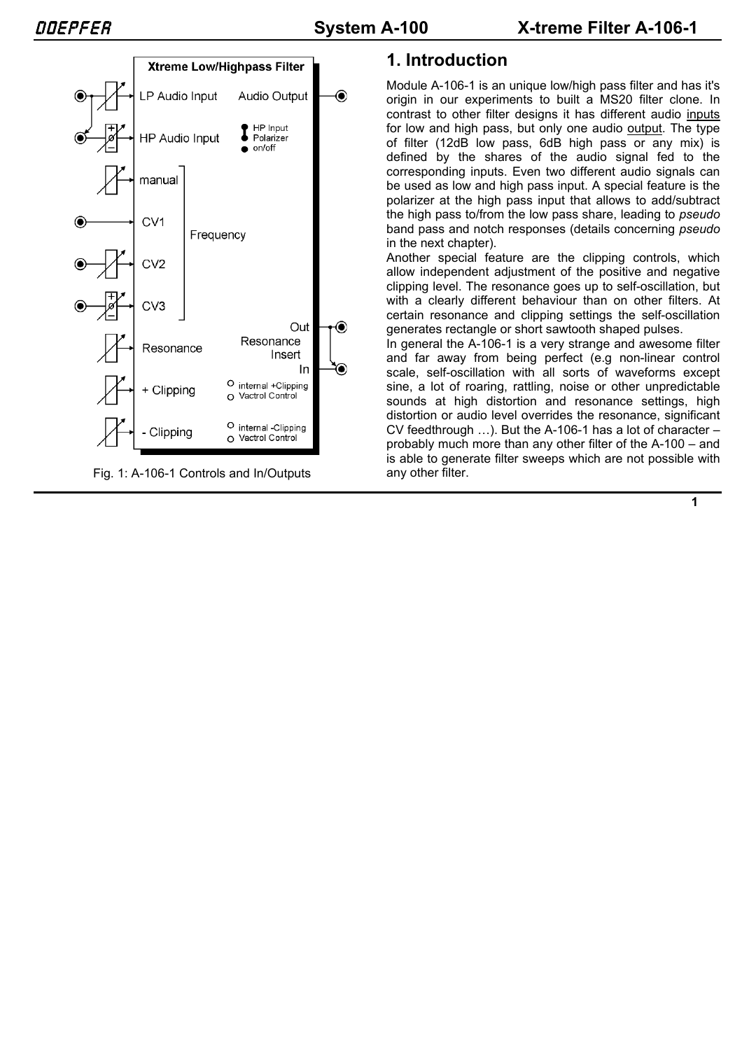Xtreme Low/Highpass Filter

LP Audio Input | Audio Output

HP Audio Input | HP Input Polarizer on/off

manual | CV1 | CV2 | CV3 | Frequency

Resonance | Resonance Insert Out / In

+ Clipping | internal +Clipping / Vactrol Control

- Clipping | internal -Clipping / Vactrol Control

Fig. 1: A-106-1 Controls and In/Outputs

## 1. Introduction

Module A-106-1 is an unique low/high pass filter and has it's origin in our experiments to built a MS20 filter clone. In contrast to other filter designs it has different audio inputs for low and high pass, but only one audio output. The type of filter (12dB low pass, 6dB high pass or any mix) is defined by the shares of the audio signal fed to the corresponding inputs. Even two different audio signals can be used as low and high pass input. A special feature is the polarizer at the high pass input that allows to add/subtract the high pass to/from the low pass share, leading to *pseudo* band pass and notch responses (details concerning *pseudo* in the next chapter).

Another special feature are the clipping controls, which allow independent adjustment of the positive and negative clipping level. The resonance goes up to self-oscillation, but with a clearly different behaviour than on other filters. At certain resonance and clipping settings the self-oscillation generates rectangle or short sawtooth shaped pulses.

In general the A-106-1 is a very strange and awesome filter and far away from being perfect (e.g non-linear control scale, self-oscillation with all sorts of waveforms except sine, a lot of roaring, rattling, noise or other unpredictable sounds at high distortion and resonance settings, high distortion or audio level overrides the resonance, significant CV feedthrough …). But the A-106-1 has a lot of character – probably much more than any other filter of the A-100 – and is able to generate filter sweeps which are not possible with any other filter.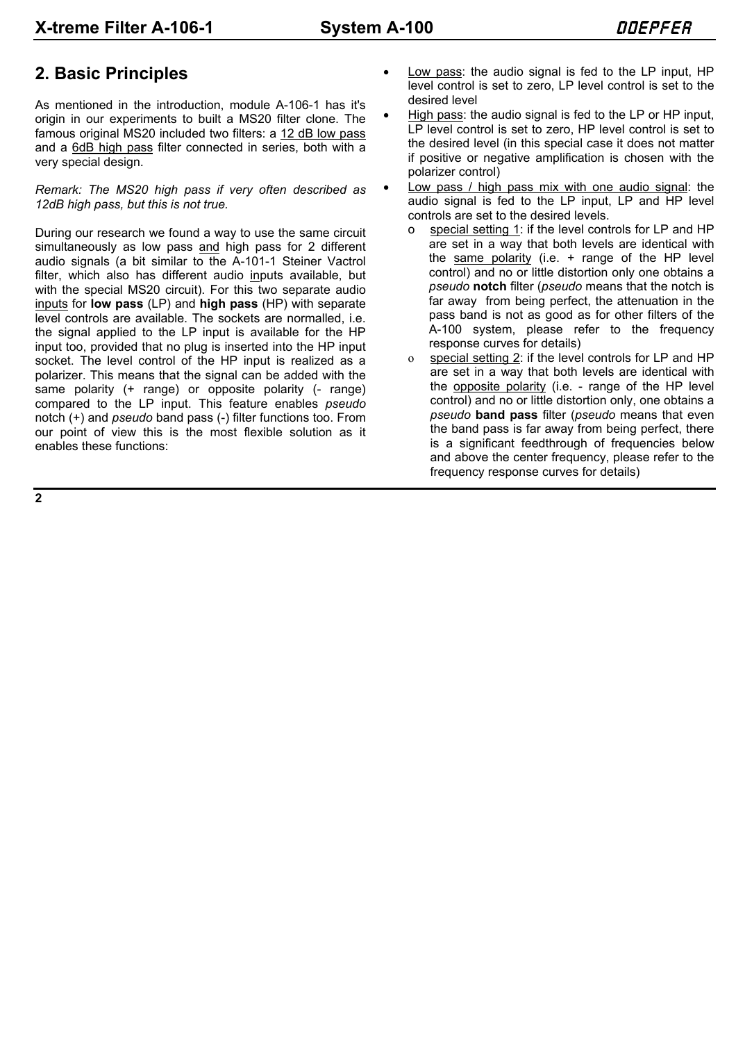## 2. Basic Principles

As mentioned in the introduction, module A-106-1 has it's origin in our experiments to built a MS20 filter clone. The famous original MS20 included two filters: a <u>12 dB low pass</u> and a <u>6dB high pass</u> filter connected in series, both with a very special design.

*Remark: The MS20 high pass if very often described as 12dB high pass, but this is not true.*

During our research we found a way to use the same circuit simultaneously as low pass <u>and</u> high pass for 2 different audio signals (a bit similar to the A-101-1 Steiner Vactrol filter, which also has different audio <u>in</u>puts available, but with the special MS20 circuit). For this two separate audio <u>inputs</u> for **low pass** (LP) and **high pass** (HP) with separate level controls are available. The sockets are normalled, i.e. the signal applied to the LP input is available for the HP input too, provided that no plug is inserted into the HP input socket. The level control of the HP input is realized as a polarizer. This means that the signal can be added with the same polarity (+ range) or opposite polarity (- range) compared to the LP input. This feature enables *pseudo* notch (+) and *pseudo* band pass (-) filter functions too. From our point of view this is the most flexible solution as it enables these functions:

- <u>Low pass</u>: the audio signal is fed to the LP input, HP level control is set to zero, LP level control is set to the desired level
- <u>High pass</u>: the audio signal is fed to the LP or HP input, LP level control is set to zero, HP level control is set to the desired level (in this special case it does not matter if positive or negative amplification is chosen with the polarizer control)
- <u>Low pass / high pass mix with one audio signal</u>: the audio signal is fed to the LP input, LP and HP level controls are set to the desired levels.
  - <u>special setting 1</u>: if the level controls for LP and HP are set in a way that both levels are identical with the <u>same polarity</u> (i.e. + range of the HP level control) and no or little distortion only one obtains a *pseudo* **notch** filter (*pseudo* means that the notch is far away from being perfect, the attenuation in the pass band is not as good as for other filters of the A-100 system, please refer to the frequency response curves for details)
  - <u>special setting 2</u>: if the level controls for LP and HP are set in a way that both levels are identical with the <u>opposite polarity</u> (i.e. - range of the HP level control) and no or little distortion only, one obtains a *pseudo* **band pass** filter (*pseudo* means that even the band pass is far away from being perfect, there is a significant feedthrough of frequencies below and above the center frequency, please refer to the frequency response curves for details)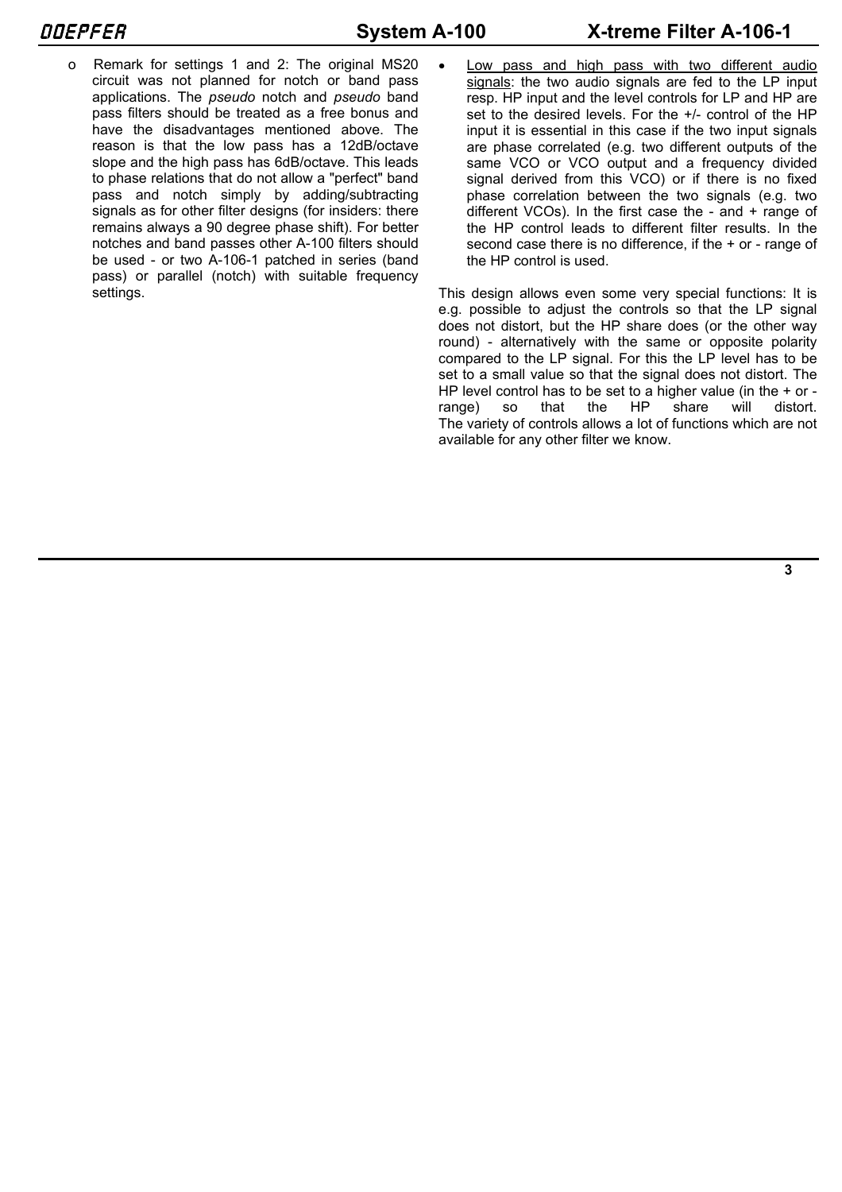- Remark for settings 1 and 2: The original MS20 circuit was not planned for notch or band pass applications. The *pseudo* notch and *pseudo* band pass filters should be treated as a free bonus and have the disadvantages mentioned above. The reason is that the low pass has a 12dB/octave slope and the high pass has 6dB/octave. This leads to phase relations that do not allow a "perfect" band pass and notch simply by adding/subtracting signals as for other filter designs (for insiders: there remains always a 90 degree phase shift). For better notches and band passes other A-100 filters should be used - or two A-106-1 patched in series (band pass) or parallel (notch) with suitable frequency settings.

- <u>Low pass and high pass with two different audio signals</u>: the two audio signals are fed to the LP input resp. HP input and the level controls for LP and HP are set to the desired levels. For the +/- control of the HP input it is essential in this case if the two input signals are phase correlated (e.g. two different outputs of the same VCO or VCO output and a frequency divided signal derived from this VCO) or if there is no fixed phase correlation between the two signals (e.g. two different VCOs). In the first case the - and + range of the HP control leads to different filter results. In the second case there is no difference, if the + or - range of the HP control is used.

This design allows even some very special functions: It is e.g. possible to adjust the controls so that the LP signal does not distort, but the HP share does (or the other way round) - alternatively with the same or opposite polarity compared to the LP signal. For this the LP level has to be set to a small value so that the signal does not distort. The HP level control has to be set to a higher value (in the + or - range) so that the HP share will distort. The variety of controls allows a lot of functions which are not available for any other filter we know.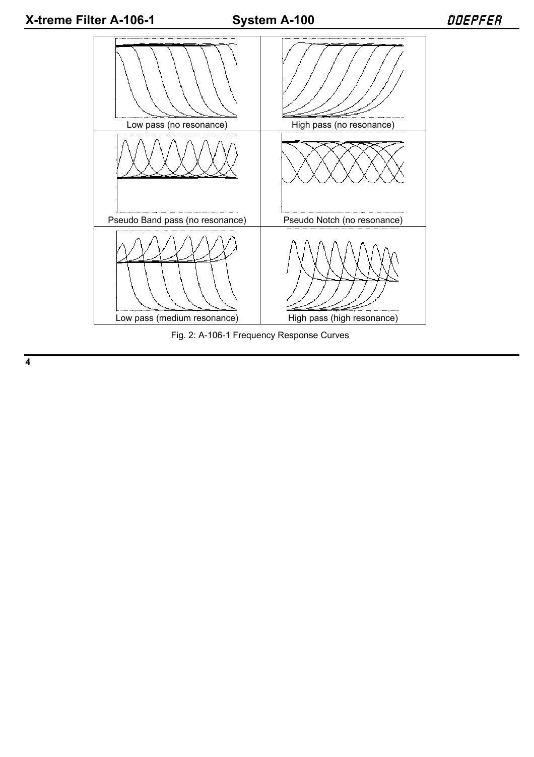| Low pass (no resonance) | High pass (no resonance) |
| --- | --- |
| Pseudo Band pass (no resonance) | Pseudo Notch (no resonance) |
| Low pass (medium resonance) | High pass (high resonance) |

Fig. 2: A-106-1 Frequency Response Curves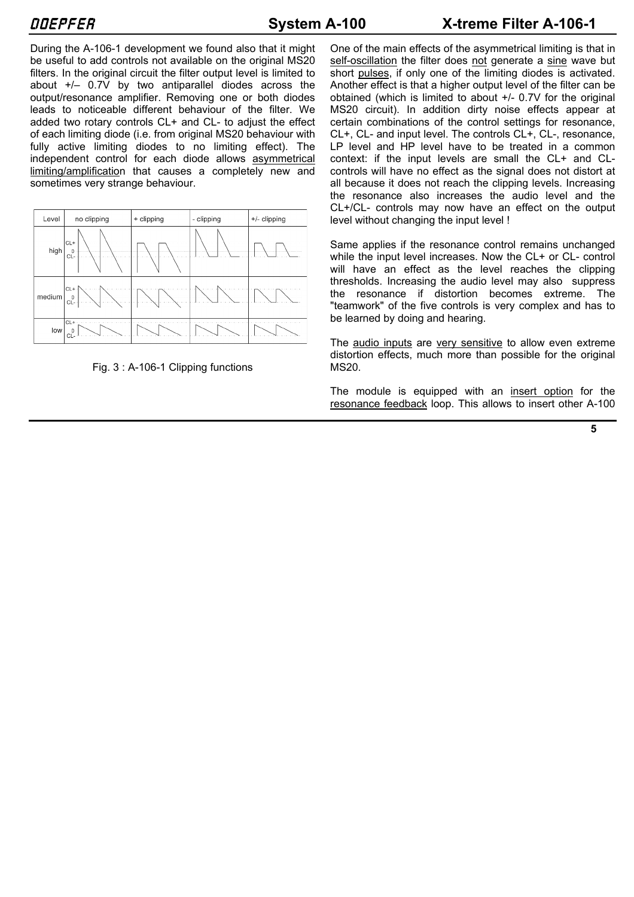During the A-106-1 development we found also that it might be useful to add controls not available on the original MS20 filters. In the original circuit the filter output level is limited to about +/– 0.7V by two antiparallel diodes across the output/resonance amplifier. Removing one or both diodes leads to noticeable different behaviour of the filter. We added two rotary controls CL+ and CL- to adjust the effect of each limiting diode (i.e. from original MS20 behaviour with fully active limiting diodes to no limiting effect). The independent control for each diode allows asymmetrical limiting/amplification that causes a completely new and sometimes very strange behaviour.

| Level | no clipping | + clipping | - clipping | +/- clipping |
|---|---|---|---|---|
| high | | | | |
| medium | | | | |
| low | | | | |

Fig. 3 : A-106-1 Clipping functions

One of the main effects of the asymmetrical limiting is that in self-oscillation the filter does not generate a sine wave but short pulses, if only one of the limiting diodes is activated. Another effect is that a higher output level of the filter can be obtained (which is limited to about +/- 0.7V for the original MS20 circuit). In addition dirty noise effects appear at certain combinations of the control settings for resonance, CL+, CL- and input level. The controls CL+, CL-, resonance, LP level and HP level have to be treated in a common context: if the input levels are small the CL+ and CL- controls will have no effect as the signal does not distort at all because it does not reach the clipping levels. Increasing the resonance also increases the audio level and the CL+/CL- controls may now have an effect on the output level without changing the input level !

Same applies if the resonance control remains unchanged while the input level increases. Now the CL+ or CL- control will have an effect as the level reaches the clipping thresholds. Increasing the audio level may also suppress the resonance if distortion becomes extreme. The "teamwork" of the five controls is very complex and has to be learned by doing and hearing.

The audio inputs are very sensitive to allow even extreme distortion effects, much more than possible for the original MS20.

The module is equipped with an insert option for the resonance feedback loop. This allows to insert other A-100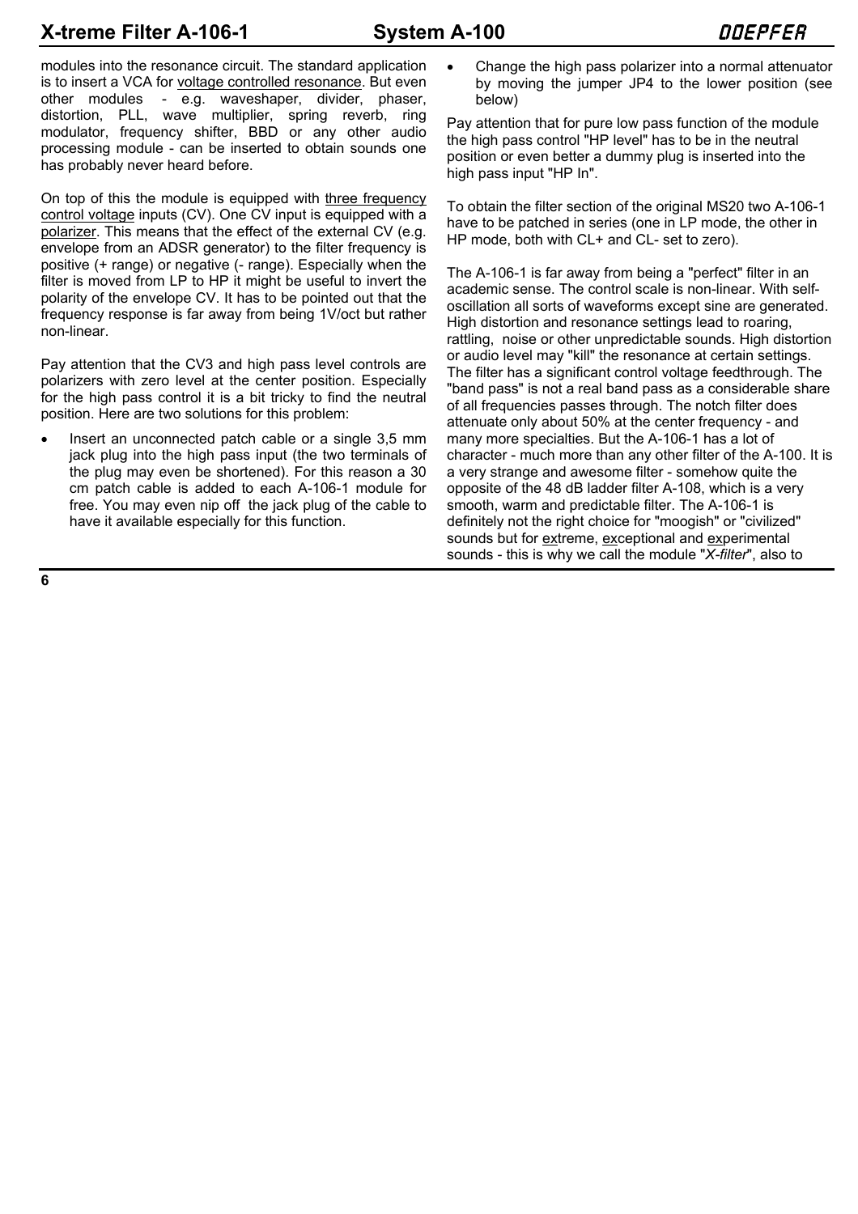modules into the resonance circuit. The standard application is to insert a VCA for voltage controlled resonance. But even other modules - e.g. waveshaper, divider, phaser, distortion, PLL, wave multiplier, spring reverb, ring modulator, frequency shifter, BBD or any other audio processing module - can be inserted to obtain sounds one has probably never heard before.

On top of this the module is equipped with three frequency control voltage inputs (CV). One CV input is equipped with a polarizer. This means that the effect of the external CV (e.g. envelope from an ADSR generator) to the filter frequency is positive (+ range) or negative (- range). Especially when the filter is moved from LP to HP it might be useful to invert the polarity of the envelope CV. It has to be pointed out that the frequency response is far away from being 1V/oct but rather non-linear.

Pay attention that the CV3 and high pass level controls are polarizers with zero level at the center position. Especially for the high pass control it is a bit tricky to find the neutral position. Here are two solutions for this problem:

- Insert an unconnected patch cable or a single 3,5 mm jack plug into the high pass input (the two terminals of the plug may even be shortened). For this reason a 30 cm patch cable is added to each A-106-1 module for free. You may even nip off the jack plug of the cable to have it available especially for this function.
- Change the high pass polarizer into a normal attenuator by moving the jumper JP4 to the lower position (see below)

Pay attention that for pure low pass function of the module the high pass control "HP level" has to be in the neutral position or even better a dummy plug is inserted into the high pass input "HP In".

To obtain the filter section of the original MS20 two A-106-1 have to be patched in series (one in LP mode, the other in HP mode, both with CL+ and CL- set to zero).

The A-106-1 is far away from being a "perfect" filter in an academic sense. The control scale is non-linear. With self-oscillation all sorts of waveforms except sine are generated. High distortion and resonance settings lead to roaring, rattling, noise or other unpredictable sounds. High distortion or audio level may "kill" the resonance at certain settings. The filter has a significant control voltage feedthrough. The "band pass" is not a real band pass as a considerable share of all frequencies passes through. The notch filter does attenuate only about 50% at the center frequency - and many more specialties. But the A-106-1 has a lot of character - much more than any other filter of the A-100. It is a very strange and awesome filter - somehow quite the opposite of the 48 dB ladder filter A-108, which is a very smooth, warm and predictable filter. The A-106-1 is definitely not the right choice for "moogish" or "civilized" sounds but for extreme, exceptional and experimental sounds - this is why we call the module "*X-filter*", also to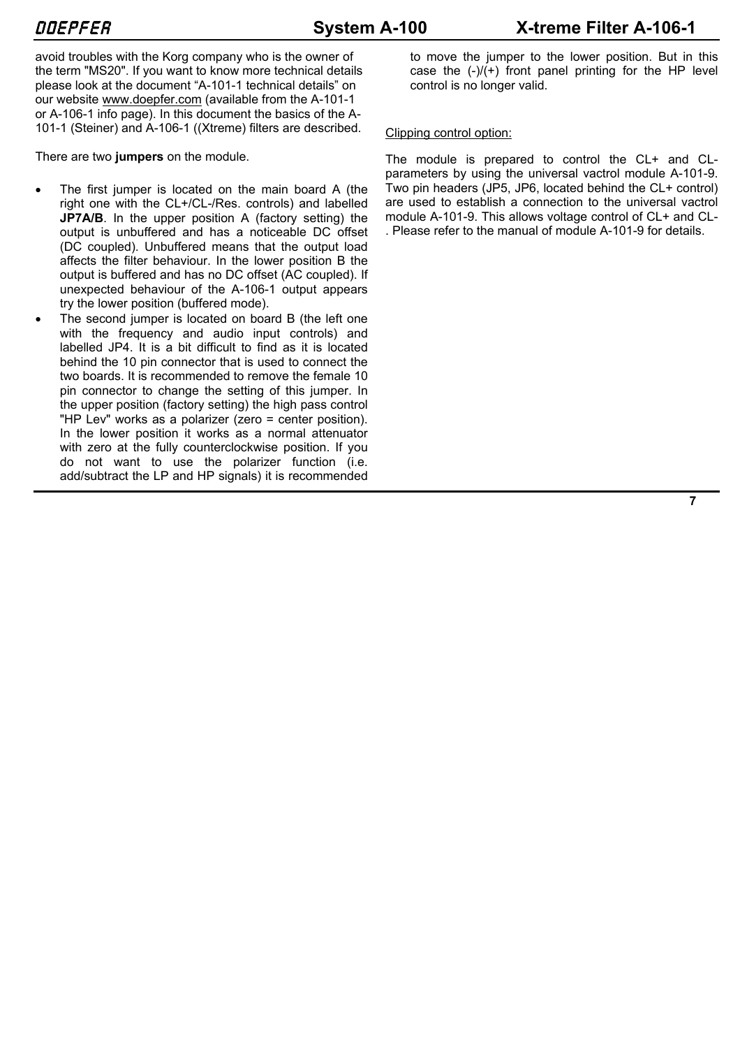avoid troubles with the Korg company who is the owner of the term "MS20". If you want to know more technical details please look at the document “A-101-1 technical details” on our website www.doepfer.com (available from the A-101-1 or A-106-1 info page). In this document the basics of the A-101-1 (Steiner) and A-106-1 ((Xtreme) filters are described.

There are two **jumpers** on the module.

- The first jumper is located on the main board A (the right one with the CL+/CL-/Res. controls) and labelled **JP7A/B**. In the upper position A (factory setting) the output is unbuffered and has a noticeable DC offset (DC coupled). Unbuffered means that the output load affects the filter behaviour. In the lower position B the output is buffered and has no DC offset (AC coupled). If unexpected behaviour of the A-106-1 output appears try the lower position (buffered mode).
- The second jumper is located on board B (the left one with the frequency and audio input controls) and labelled JP4. It is a bit difficult to find as it is located behind the 10 pin connector that is used to connect the two boards. It is recommended to remove the female 10 pin connector to change the setting of this jumper. In the upper position (factory setting) the high pass control "HP Lev" works as a polarizer (zero = center position). In the lower position it works as a normal attenuator with zero at the fully counterclockwise position. If you do not want to use the polarizer function (i.e. add/subtract the LP and HP signals) it is recommended to move the jumper to the lower position. But in this case the (-)/(+) front panel printing for the HP level control is no longer valid.

Clipping control option:

The module is prepared to control the CL+ and CL- parameters by using the universal vactrol module A-101-9. Two pin headers (JP5, JP6, located behind the CL+ control) are used to establish a connection to the universal vactrol module A-101-9. This allows voltage control of CL+ and CL-. Please refer to the manual of module A-101-9 for details.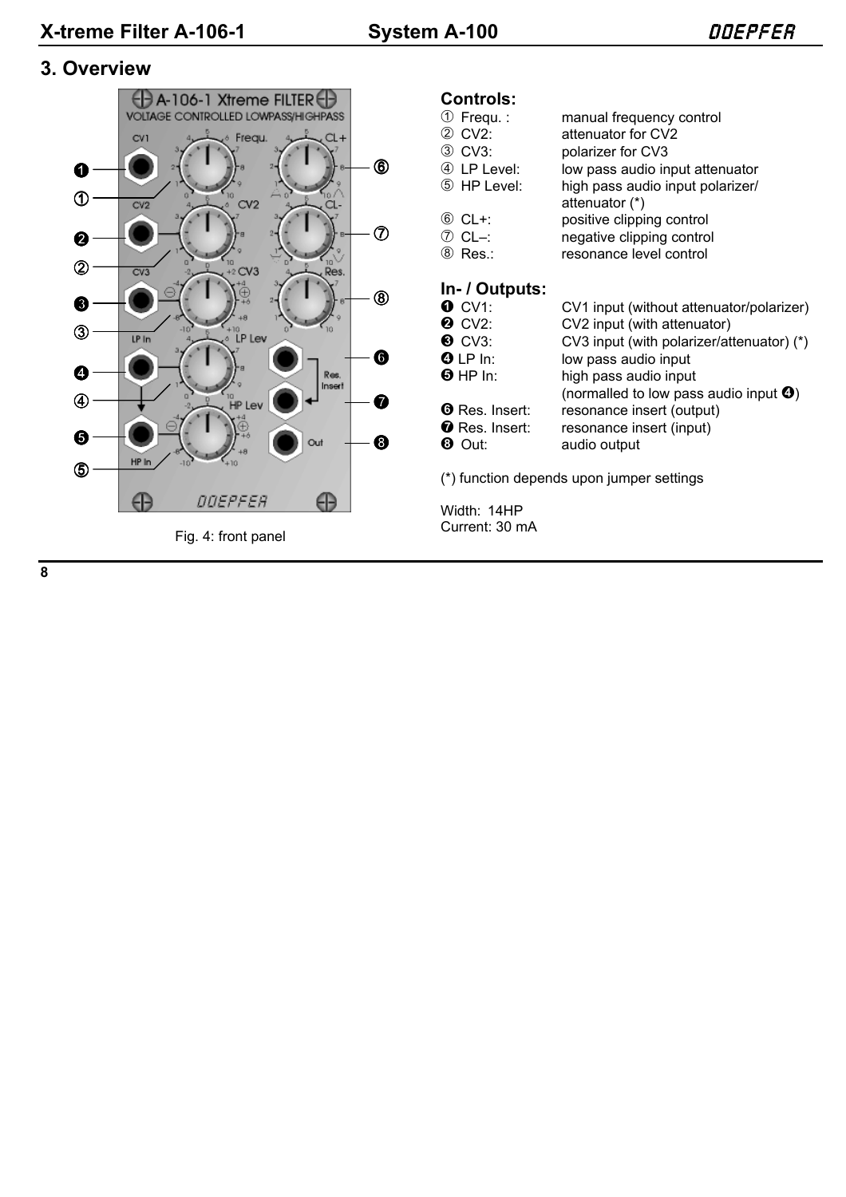## 3. Overview

Fig. 4: front panel

### Controls:

| | |
|---|---|
| ① Frequ. : | manual frequency control |
| ② CV2: | attenuator for CV2 |
| ③ CV3: | polarizer for CV3 |
| ④ LP Level: | low pass audio input attenuator |
| ⑤ HP Level: | high pass audio input polarizer/ attenuator (*) |
| ⑥ CL+: | positive clipping control |
| ⑦ CL–: | negative clipping control |
| ⑧ Res.: | resonance level control |

### In- / Outputs:

| | |
|---|---|
| ❶ CV1: | CV1 input (without attenuator/polarizer) |
| ❷ CV2: | CV2 input (with attenuator) |
| ❸ CV3: | CV3 input (with polarizer/attenuator) (*) |
| ❹ LP In: | low pass audio input |
| ❺ HP In: | high pass audio input (normalled to low pass audio input ❹) |
| ❻ Res. Insert: | resonance insert (output) |
| ❼ Res. Insert: | resonance insert (input) |
| ❽ Out: | audio output |

(*) function depends upon jumper settings

Width: 14HP
Current: 30 mA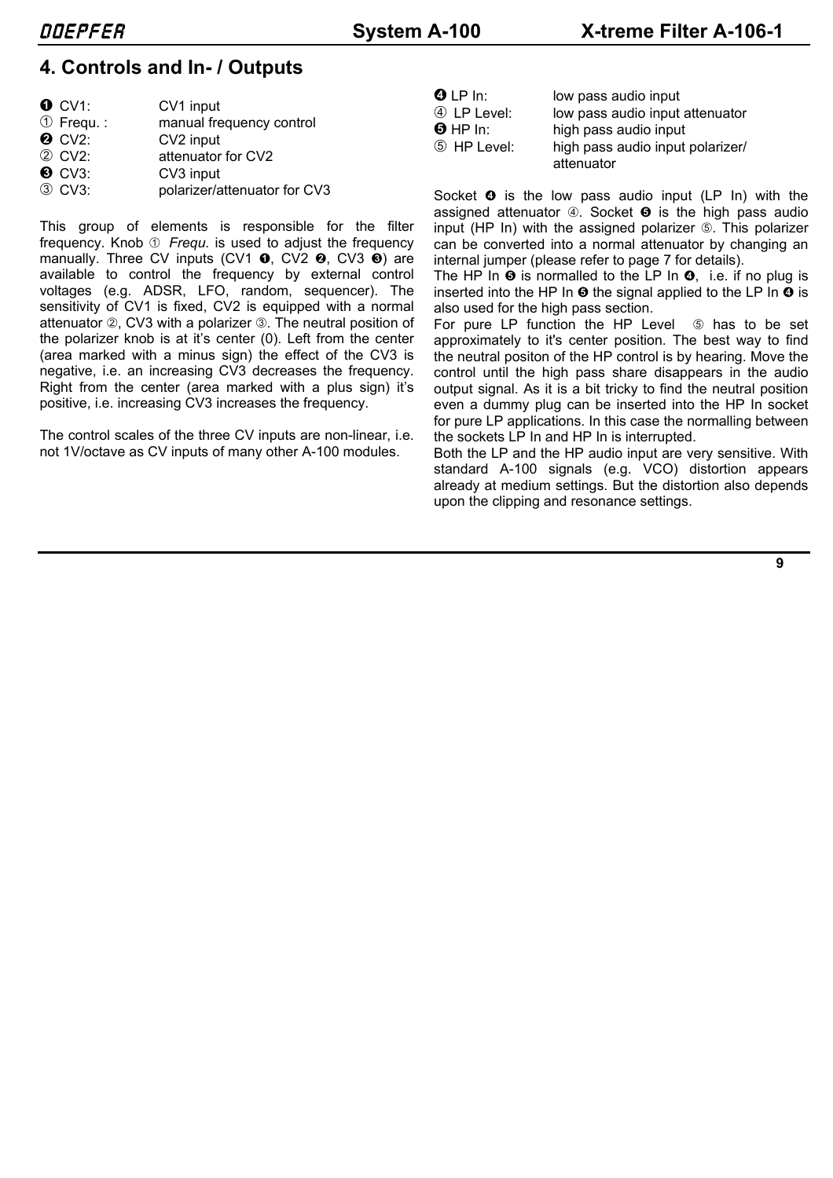## 4. Controls and In- / Outputs

| | |
|---|---|
| ❶ CV1: | CV1 input |
| ① Frequ. : | manual frequency control |
| ❷ CV2: | CV2 input |
| ② CV2: | attenuator for CV2 |
| ❸ CV3: | CV3 input |
| ③ CV3: | polarizer/attenuator for CV3 |

This group of elements is responsible for the filter frequency. Knob ① *Frequ.* is used to adjust the frequency manually. Three CV inputs (CV1 ❶, CV2 ❷, CV3 ❸) are available to control the frequency by external control voltages (e.g. ADSR, LFO, random, sequencer). The sensitivity of CV1 is fixed, CV2 is equipped with a normal attenuator ②, CV3 with a polarizer ③. The neutral position of the polarizer knob is at it's center (0). Left from the center (area marked with a minus sign) the effect of the CV3 is negative, i.e. an increasing CV3 decreases the frequency. Right from the center (area marked with a plus sign) it's positive, i.e. increasing CV3 increases the frequency.

The control scales of the three CV inputs are non-linear, i.e. not 1V/octave as CV inputs of many other A-100 modules.

| | |
|---|---|
| ❹ LP In: | low pass audio input |
| ④ LP Level: | low pass audio input attenuator |
| ❺ HP In: | high pass audio input |
| ⑤ HP Level: | high pass audio input polarizer/ attenuator |

Socket ❹ is the low pass audio input (LP In) with the assigned attenuator ④. Socket ❺ is the high pass audio input (HP In) with the assigned polarizer ⑤. This polarizer can be converted into a normal attenuator by changing an internal jumper (please refer to page 7 for details).
The HP In ❺ is normalled to the LP In ❹, i.e. if no plug is inserted into the HP In ❺ the signal applied to the LP In ❹ is also used for the high pass section.
For pure LP function the HP Level ⑤ has to be set approximately to it's center position. The best way to find the neutral positon of the HP control is by hearing. Move the control until the high pass share disappears in the audio output signal. As it is a bit tricky to find the neutral position even a dummy plug can be inserted into the HP In socket for pure LP applications. In this case the normalling between the sockets LP In and HP In is interrupted.
Both the LP and the HP audio input are very sensitive. With standard A-100 signals (e.g. VCO) distortion appears already at medium settings. But the distortion also depends upon the clipping and resonance settings.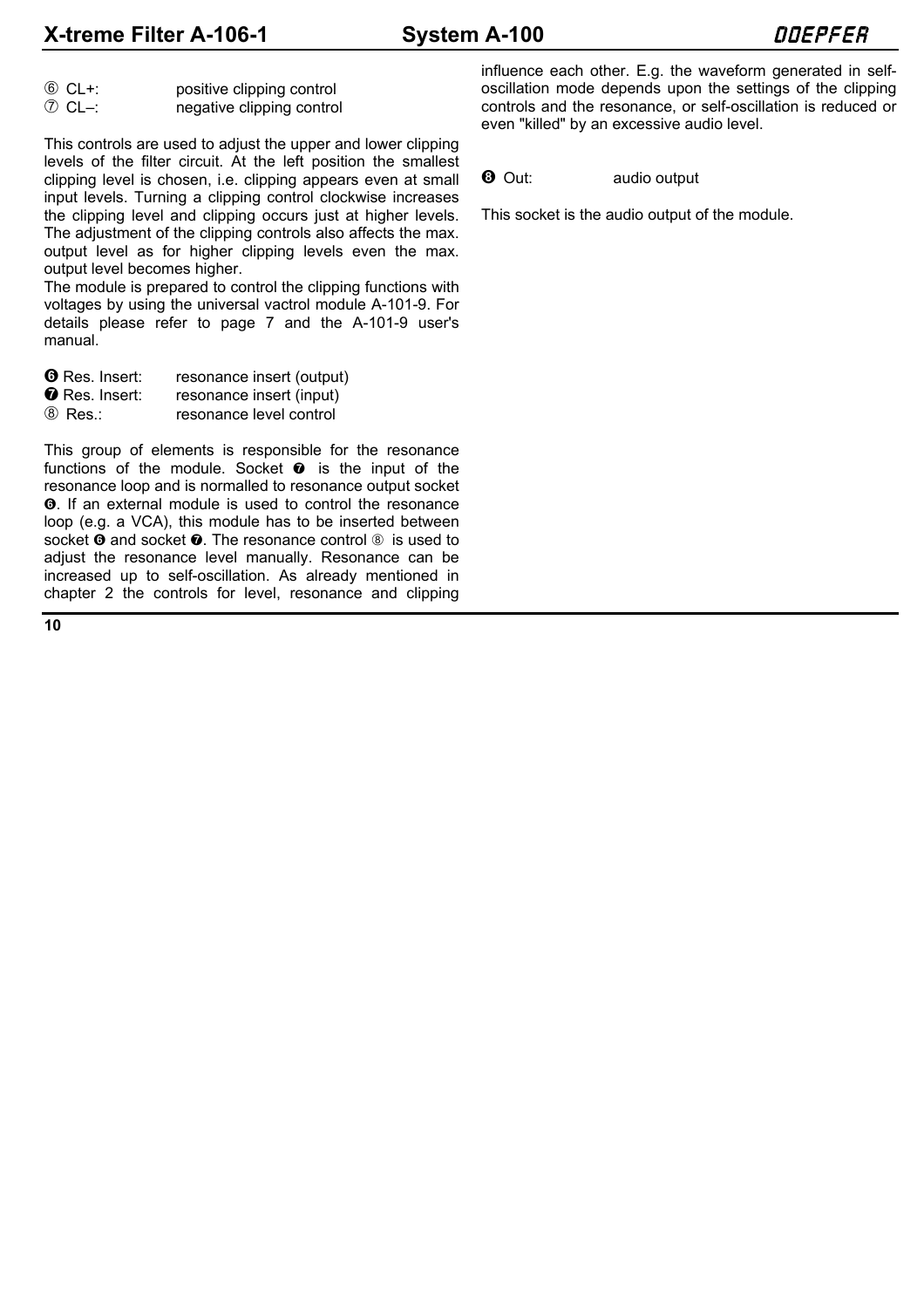⑥ CL+: positive clipping control
⑦ CL–: negative clipping control

This controls are used to adjust the upper and lower clipping levels of the filter circuit. At the left position the smallest clipping level is chosen, i.e. clipping appears even at small input levels. Turning a clipping control clockwise increases the clipping level and clipping occurs just at higher levels. The adjustment of the clipping controls also affects the max. output level as for higher clipping levels even the max. output level becomes higher.
The module is prepared to control the clipping functions with voltages by using the universal vactrol module A-101-9. For details please refer to page 7 and the A-101-9 user's manual.

❻ Res. Insert: resonance insert (output)
❼ Res. Insert: resonance insert (input)
⑧ Res.: resonance level control

This group of elements is responsible for the resonance functions of the module. Socket ❼ is the input of the resonance loop and is normalled to resonance output socket ❻. If an external module is used to control the resonance loop (e.g. a VCA), this module has to be inserted between socket ❻ and socket ❼. The resonance control ⑧ is used to adjust the resonance level manually. Resonance can be increased up to self-oscillation. As already mentioned in chapter 2 the controls for level, resonance and clipping influence each other. E.g. the waveform generated in self-oscillation mode depends upon the settings of the clipping controls and the resonance, or self-oscillation is reduced or even "killed" by an excessive audio level.

❽ Out: audio output

This socket is the audio output of the module.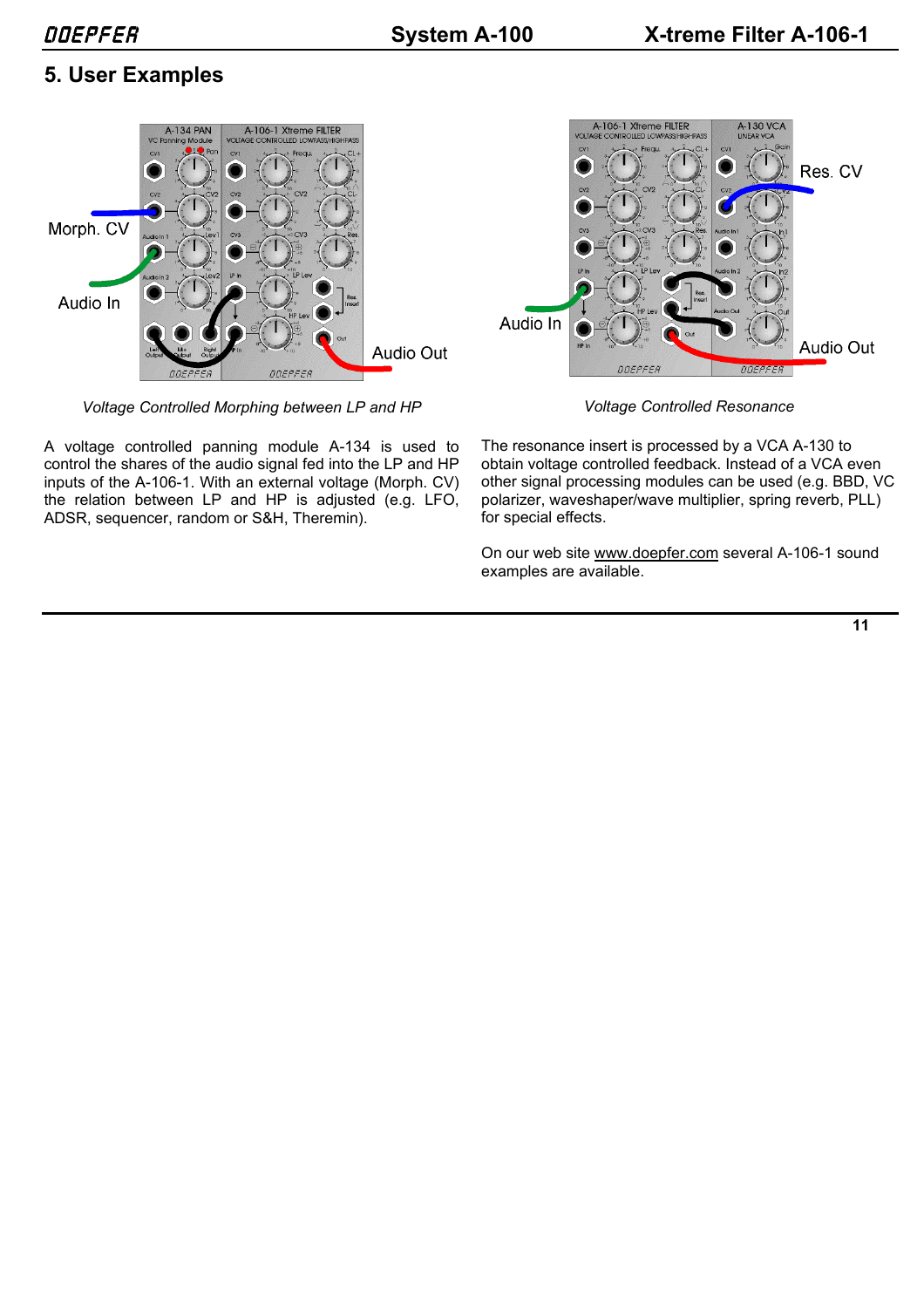## 5. User Examples

Morph. CV

Audio In

Audio Out

*Voltage Controlled Morphing between LP and HP*

A voltage controlled panning module A-134 is used to control the shares of the audio signal fed into the LP and HP inputs of the A-106-1. With an external voltage (Morph. CV) the relation between LP and HP is adjusted (e.g. LFO, ADSR, sequencer, random or S&H, Theremin).

Res. CV

Audio In

Audio Out

*Voltage Controlled Resonance*

The resonance insert is processed by a VCA A-130 to obtain voltage controlled feedback. Instead of a VCA even other signal processing modules can be used (e.g. BBD, VC polarizer, waveshaper/wave multiplier, spring reverb, PLL) for special effects.

On our web site www.doepfer.com several A-106-1 sound examples are available.